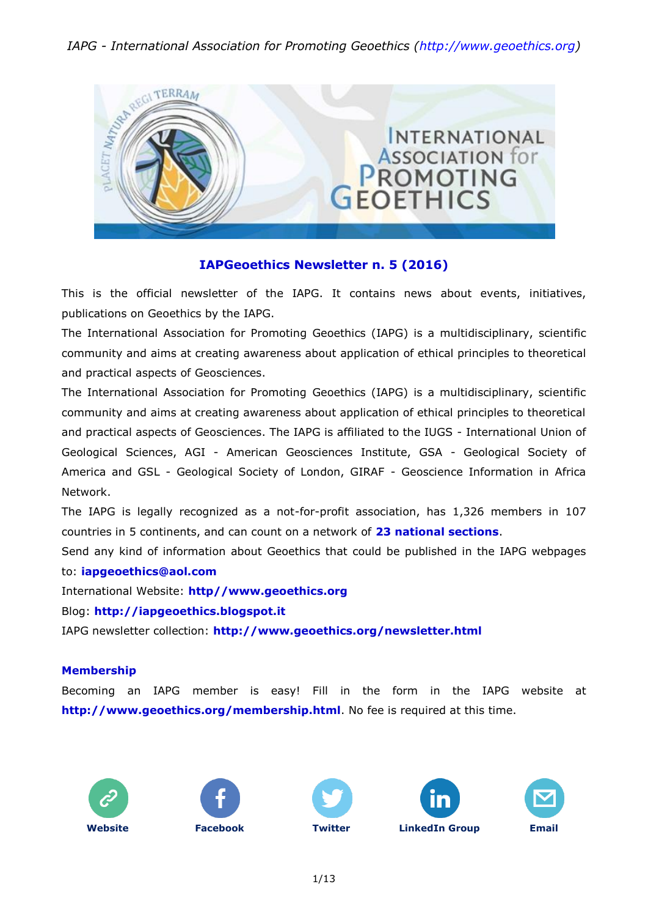# IAPGeoethics Newsletter n. 5 (2016)

This is the official newsletter of the IAPG. It contains news about events, initiatives, publications on Geoethics by the IAPG.

The International Association for Promoting Geoethics (IAPG) is a multidisciplinary, scientific community and aims at creating awareness about application of ethical principles to theoretical and practical aspects of Geosciences.

The International Association for Promoting Geoethics (IAPG) is a multidisciplinary, scientific community and aims at creating awareness about application of ethical principles to theoretical and practical aspects of Geosciences. The IAPG is affiliated to the IUGS - International Union of Geological Sciences, AGI - American Geosciences Institute, GSA - Geological Society of America and GSL - Geological Society of London, GIRAF - Geoscience Information in Africa Network.

The IAPG is legally recognized as a not-for-profit association, has 1,326 members in 107 countries in 5 continents, and can count on a network of **23 national sections**.

Send any kind of information about Geoethics that could be published in the IAPG webpages to: **iapgeoethics@aol.com**

International Website: **http//www.geoethics.org**

Blog: **http://iapgeoethics.blogspot.it**

IAPG newsletter collection: **http://www.geoethics.org/newsletter.html**

## Membership

Becoming an IAPG member is easy! Fill in the form in the IAPG website at **http://www.geoethics.org/membership.html**. No fee is required at this time.

**Website** | **Facebook** | **Twitter** | **LinkedIn Group** | **Email**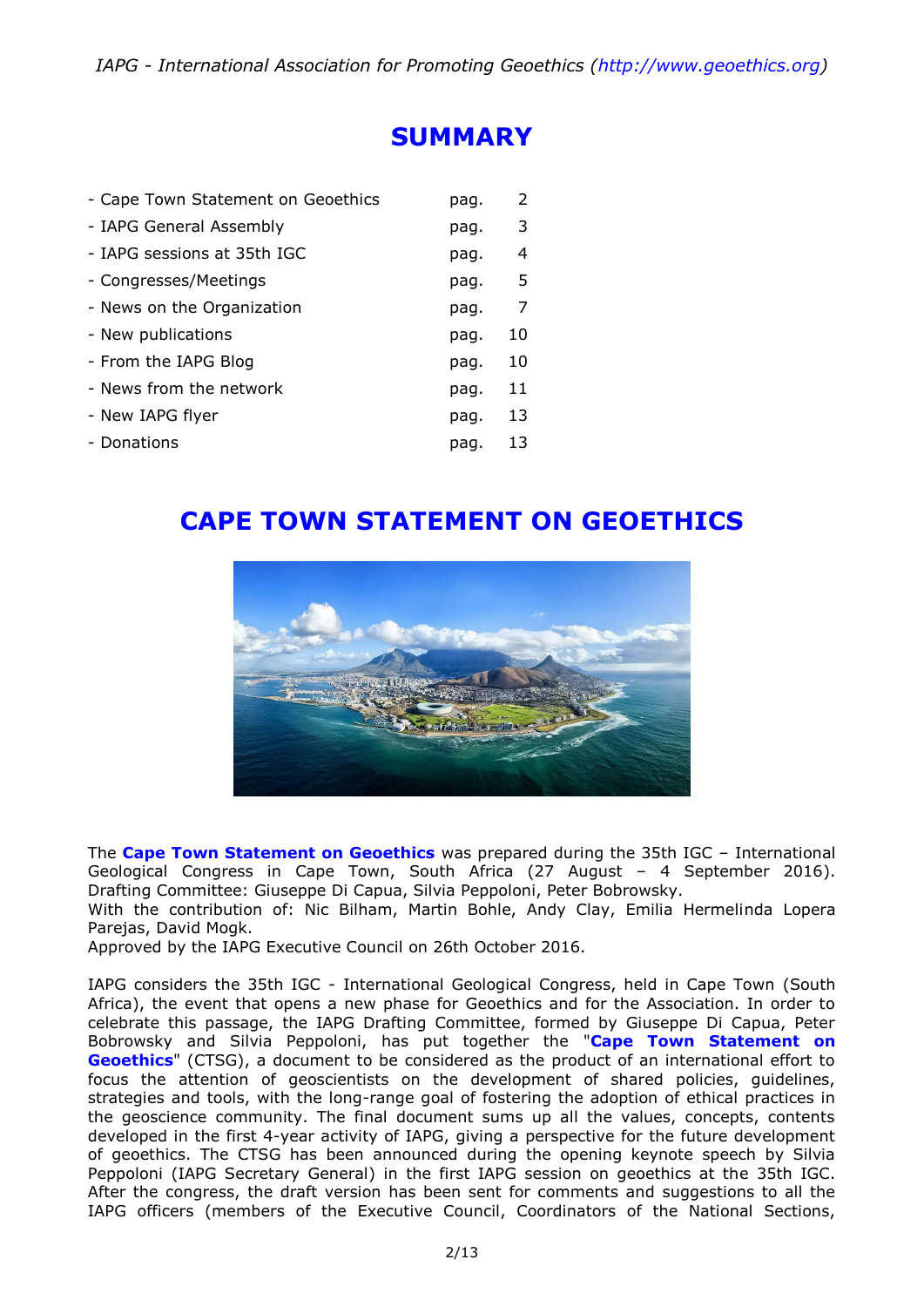# SUMMARY

- Cape Town Statement on Geoethics pag. 2
- IAPG General Assembly pag. 3
- IAPG sessions at 35th IGC pag. 4
- Congresses/Meetings pag. 5
- News on the Organization pag. 7
- New publications pag. 10
- From the IAPG Blog pag. 10
- News from the network pag. 11
- New IAPG flyer pag. 13
- Donations pag. 13

# CAPE TOWN STATEMENT ON GEOETHICS

The **Cape Town Statement on Geoethics** was prepared during the 35th IGC – International Geological Congress in Cape Town, South Africa (27 August – 4 September 2016).
Drafting Committee: Giuseppe Di Capua, Silvia Peppoloni, Peter Bobrowsky.
With the contribution of: Nic Bilham, Martin Bohle, Andy Clay, Emilia Hermelinda Lopera Parejas, David Mogk.
Approved by the IAPG Executive Council on 26th October 2016.

IAPG considers the 35th IGC - International Geological Congress, held in Cape Town (South Africa), the event that opens a new phase for Geoethics and for the Association. In order to celebrate this passage, the IAPG Drafting Committee, formed by Giuseppe Di Capua, Peter Bobrowsky and Silvia Peppoloni, has put together the "**Cape Town Statement on Geoethics**" (CTSG), a document to be considered as the product of an international effort to focus the attention of geoscientists on the development of shared policies, guidelines, strategies and tools, with the long-range goal of fostering the adoption of ethical practices in the geoscience community. The final document sums up all the values, concepts, contents developed in the first 4-year activity of IAPG, giving a perspective for the future development of geoethics. The CTSG has been announced during the opening keynote speech by Silvia Peppoloni (IAPG Secretary General) in the first IAPG session on geoethics at the 35th IGC. After the congress, the draft version has been sent for comments and suggestions to all the IAPG officers (members of the Executive Council, Coordinators of the National Sections,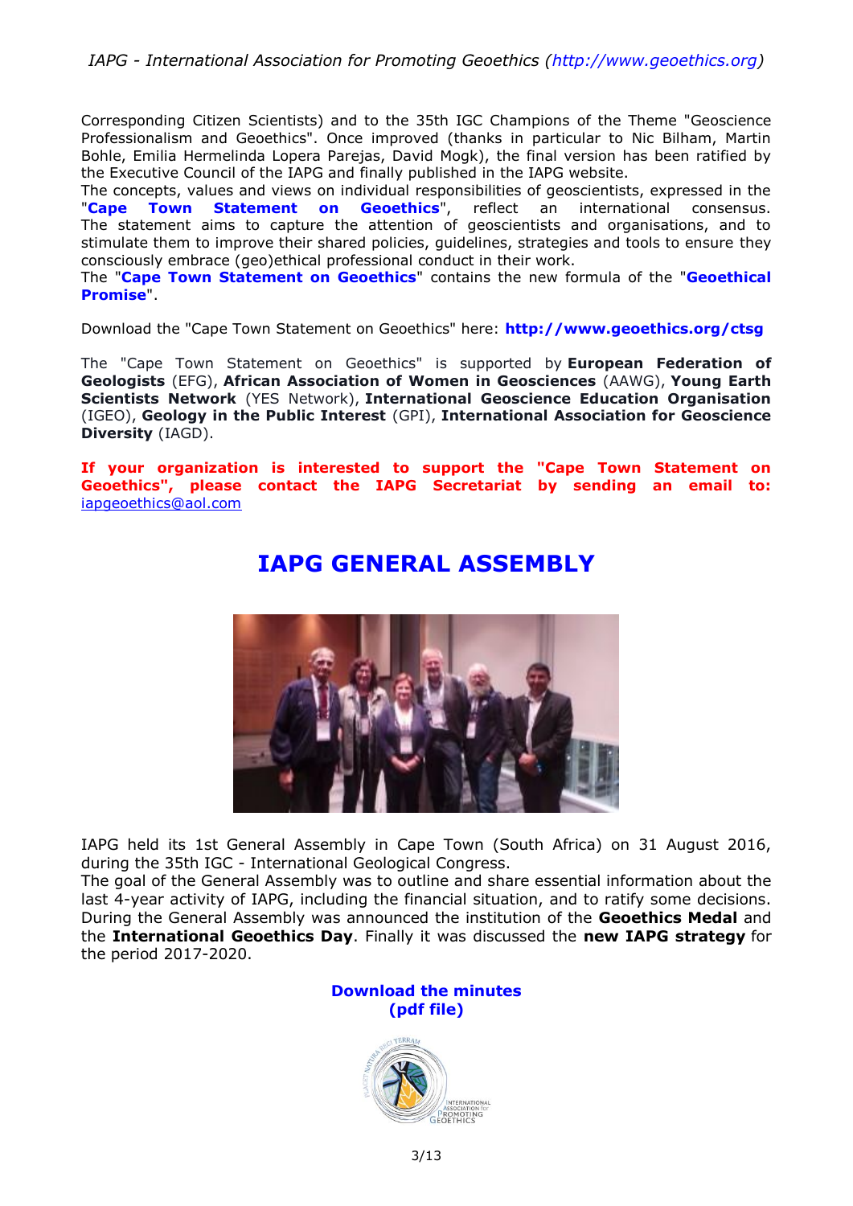Corresponding Citizen Scientists) and to the 35th IGC Champions of the Theme "Geoscience Professionalism and Geoethics". Once improved (thanks in particular to Nic Bilham, Martin Bohle, Emilia Hermelinda Lopera Parejas, David Mogk), the final version has been ratified by the Executive Council of the IAPG and finally published in the IAPG website.
The concepts, values and views on individual responsibilities of geoscientists, expressed in the "**Cape Town Statement on Geoethics**", reflect an international consensus. The statement aims to capture the attention of geoscientists and organisations, and to stimulate them to improve their shared policies, guidelines, strategies and tools to ensure they consciously embrace (geo)ethical professional conduct in their work.
The "**Cape Town Statement on Geoethics**" contains the new formula of the "**Geoethical Promise**".

Download the "Cape Town Statement on Geoethics" here: **http://www.geoethics.org/ctsg**

The "Cape Town Statement on Geoethics" is supported by **European Federation of Geologists** (EFG), **African Association of Women in Geosciences** (AAWG), **Young Earth Scientists Network** (YES Network), **International Geoscience Education Organisation** (IGEO), **Geology in the Public Interest** (GPI), **International Association for Geoscience Diversity** (IAGD).

**If your organization is interested to support the "Cape Town Statement on Geoethics", please contact the IAPG Secretariat by sending an email to:** iapgeoethics@aol.com

# IAPG GENERAL ASSEMBLY

IAPG held its 1st General Assembly in Cape Town (South Africa) on 31 August 2016, during the 35th IGC - International Geological Congress.
The goal of the General Assembly was to outline and share essential information about the last 4-year activity of IAPG, including the financial situation, and to ratify some decisions. During the General Assembly was announced the institution of the **Geoethics Medal** and the **International Geoethics Day**. Finally it was discussed the **new IAPG strategy** for the period 2017-2020.

**Download the minutes (pdf file)**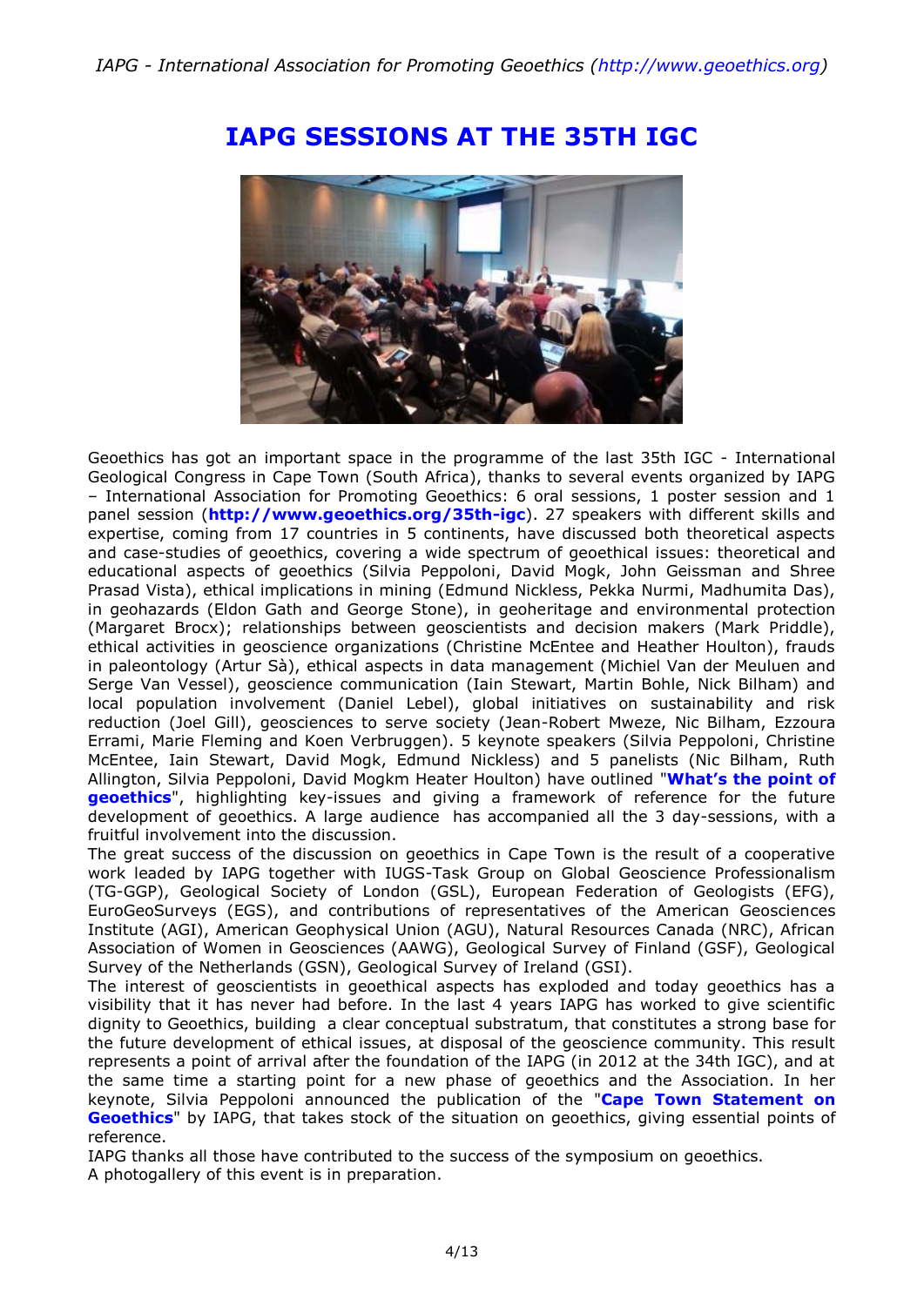# IAPG SESSIONS AT THE 35TH IGC

Geoethics has got an important space in the programme of the last 35th IGC - International Geological Congress in Cape Town (South Africa), thanks to several events organized by IAPG – International Association for Promoting Geoethics: 6 oral sessions, 1 poster session and 1 panel session (**http://www.geoethics.org/35th-igc**). 27 speakers with different skills and expertise, coming from 17 countries in 5 continents, have discussed both theoretical aspects and case-studies of geoethics, covering a wide spectrum of geoethical issues: theoretical and educational aspects of geoethics (Silvia Peppoloni, David Mogk, John Geissman and Shree Prasad Vista), ethical implications in mining (Edmund Nickless, Pekka Nurmi, Madhumita Das), in geohazards (Eldon Gath and George Stone), in geoheritage and environmental protection (Margaret Brocx); relationships between geoscientists and decision makers (Mark Priddle), ethical activities in geoscience organizations (Christine McEntee and Heather Houlton), frauds in paleontology (Artur Sà), ethical aspects in data management (Michiel Van der Meuluen and Serge Van Vessel), geoscience communication (Iain Stewart, Martin Bohle, Nick Bilham) and local population involvement (Daniel Lebel), global initiatives on sustainability and risk reduction (Joel Gill), geosciences to serve society (Jean-Robert Mweze, Nic Bilham, Ezzoura Errami, Marie Fleming and Koen Verbruggen). 5 keynote speakers (Silvia Peppoloni, Christine McEntee, Iain Stewart, David Mogk, Edmund Nickless) and 5 panelists (Nic Bilham, Ruth Allington, Silvia Peppoloni, David Mogkm Heater Houlton) have outlined "**What's the point of geoethics**", highlighting key-issues and giving a framework of reference for the future development of geoethics. A large audience has accompanied all the 3 day-sessions, with a fruitful involvement into the discussion.

The great success of the discussion on geoethics in Cape Town is the result of a cooperative work leaded by IAPG together with IUGS-Task Group on Global Geoscience Professionalism (TG-GGP), Geological Society of London (GSL), European Federation of Geologists (EFG), EuroGeoSurveys (EGS), and contributions of representatives of the American Geosciences Institute (AGI), American Geophysical Union (AGU), Natural Resources Canada (NRC), African Association of Women in Geosciences (AAWG), Geological Survey of Finland (GSF), Geological Survey of the Netherlands (GSN), Geological Survey of Ireland (GSI).

The interest of geoscientists in geoethical aspects has exploded and today geoethics has a visibility that it has never had before. In the last 4 years IAPG has worked to give scientific dignity to Geoethics, building a clear conceptual substratum, that constitutes a strong base for the future development of ethical issues, at disposal of the geoscience community. This result represents a point of arrival after the foundation of the IAPG (in 2012 at the 34th IGC), and at the same time a starting point for a new phase of geoethics and the Association. In her keynote, Silvia Peppoloni announced the publication of the "**Cape Town Statement on Geoethics**" by IAPG, that takes stock of the situation on geoethics, giving essential points of reference.

IAPG thanks all those have contributed to the success of the symposium on geoethics.

A photogallery of this event is in preparation.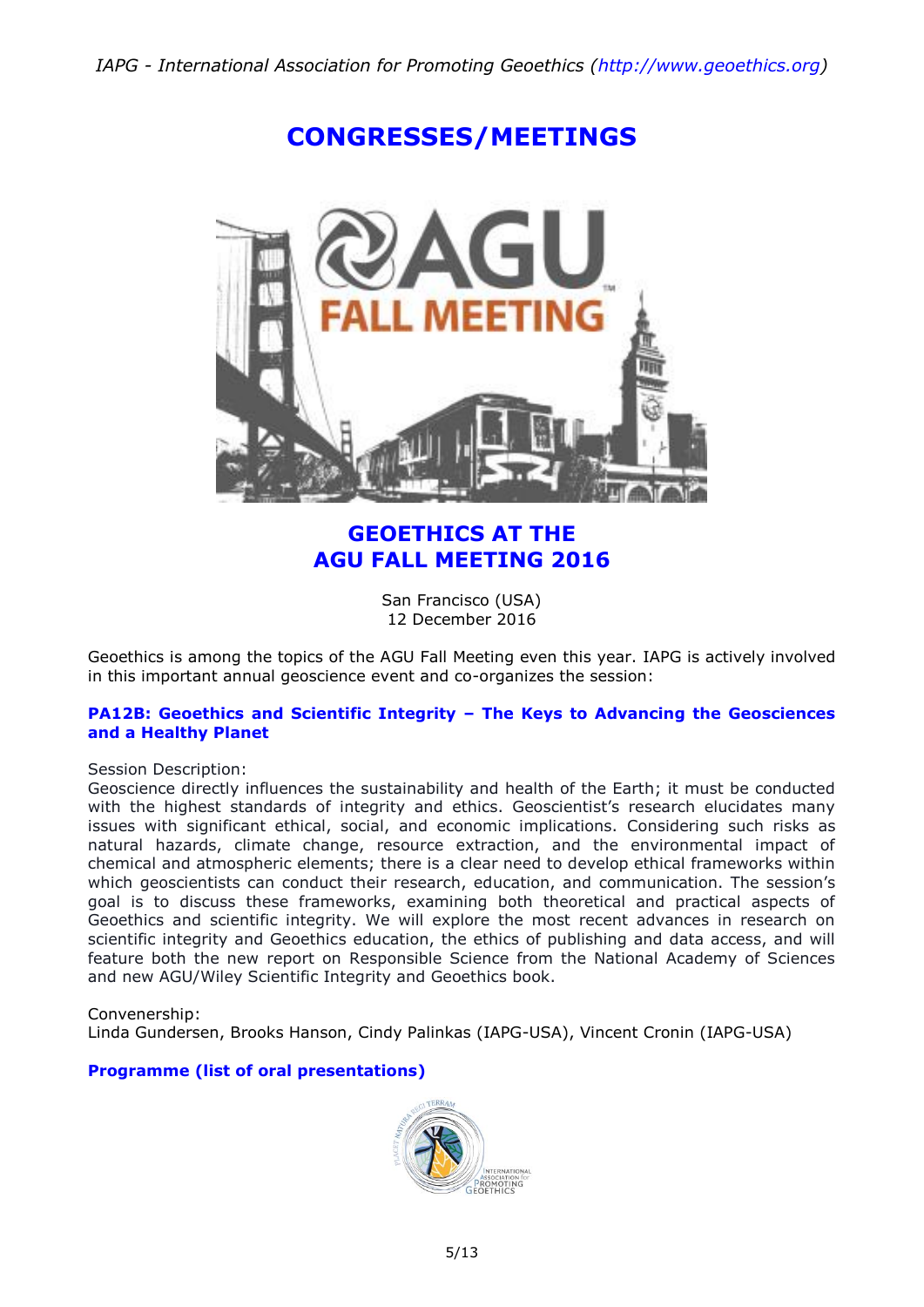# CONGRESSES/MEETINGS

## GEOETHICS AT THE AGU FALL MEETING 2016

San Francisco (USA)
12 December 2016

Geoethics is among the topics of the AGU Fall Meeting even this year. IAPG is actively involved in this important annual geoscience event and co-organizes the session:

**PA12B: Geoethics and Scientific Integrity – The Keys to Advancing the Geosciences and a Healthy Planet**

Session Description:
Geoscience directly influences the sustainability and health of the Earth; it must be conducted with the highest standards of integrity and ethics. Geoscientist's research elucidates many issues with significant ethical, social, and economic implications. Considering such risks as natural hazards, climate change, resource extraction, and the environmental impact of chemical and atmospheric elements; there is a clear need to develop ethical frameworks within which geoscientists can conduct their research, education, and communication. The session's goal is to discuss these frameworks, examining both theoretical and practical aspects of Geoethics and scientific integrity. We will explore the most recent advances in research on scientific integrity and Geoethics education, the ethics of publishing and data access, and will feature both the new report on Responsible Science from the National Academy of Sciences and new AGU/Wiley Scientific Integrity and Geoethics book.

Convenership:
Linda Gundersen, Brooks Hanson, Cindy Palinkas (IAPG-USA), Vincent Cronin (IAPG-USA)

**Programme (list of oral presentations)**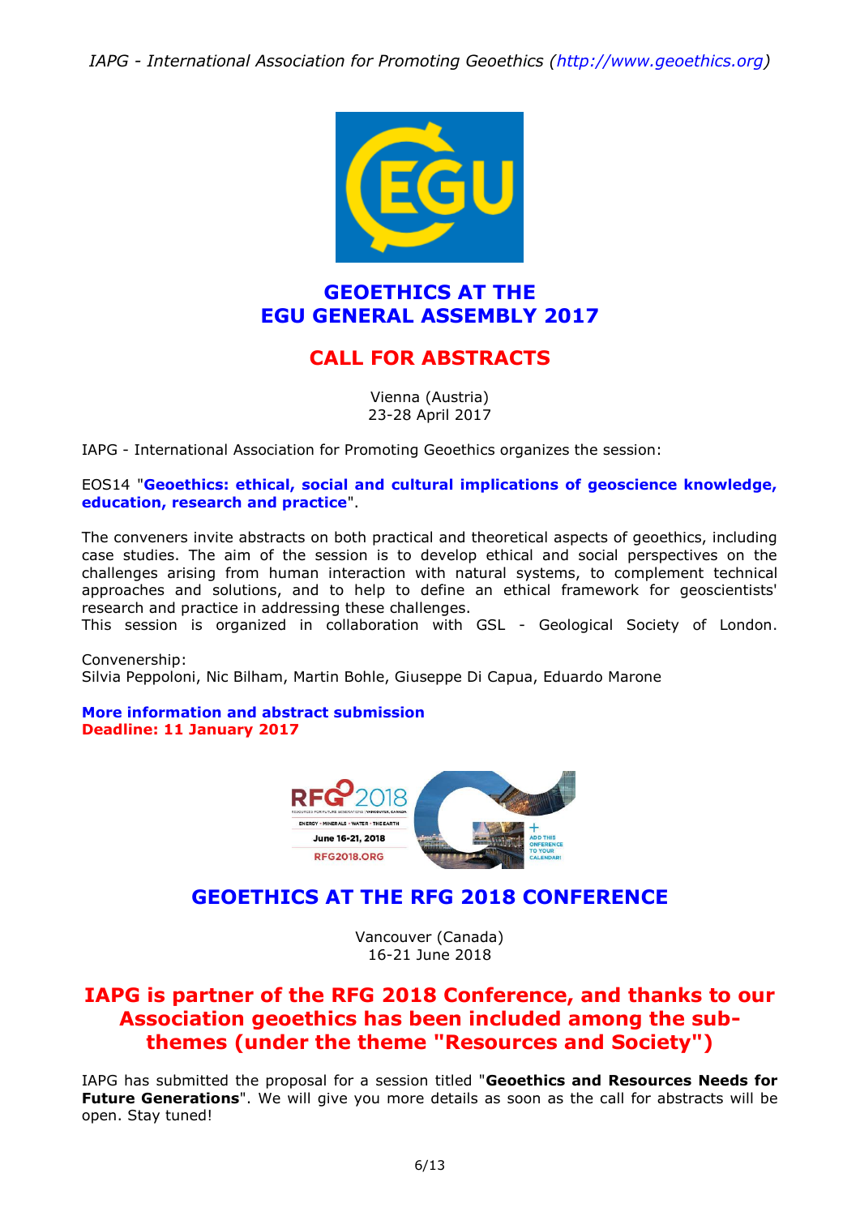## GEOETHICS AT THE EGU GENERAL ASSEMBLY 2017

## CALL FOR ABSTRACTS

Vienna (Austria)
23-28 April 2017

IAPG - International Association for Promoting Geoethics organizes the session:

EOS14 "**Geoethics: ethical, social and cultural implications of geoscience knowledge, education, research and practice**".

The conveners invite abstracts on both practical and theoretical aspects of geoethics, including case studies. The aim of the session is to develop ethical and social perspectives on the challenges arising from human interaction with natural systems, to complement technical approaches and solutions, and to help to define an ethical framework for geoscientists' research and practice in addressing these challenges.
This session is organized in collaboration with GSL - Geological Society of London.

Convenership:
Silvia Peppoloni, Nic Bilham, Martin Bohle, Giuseppe Di Capua, Eduardo Marone

**More information and abstract submission**
**Deadline: 11 January 2017**

## GEOETHICS AT THE RFG 2018 CONFERENCE

Vancouver (Canada)
16-21 June 2018

### IAPG is partner of the RFG 2018 Conference, and thanks to our Association geoethics has been included among the sub-themes (under the theme "Resources and Society")

IAPG has submitted the proposal for a session titled "**Geoethics and Resources Needs for Future Generations**". We will give you more details as soon as the call for abstracts will be open. Stay tuned!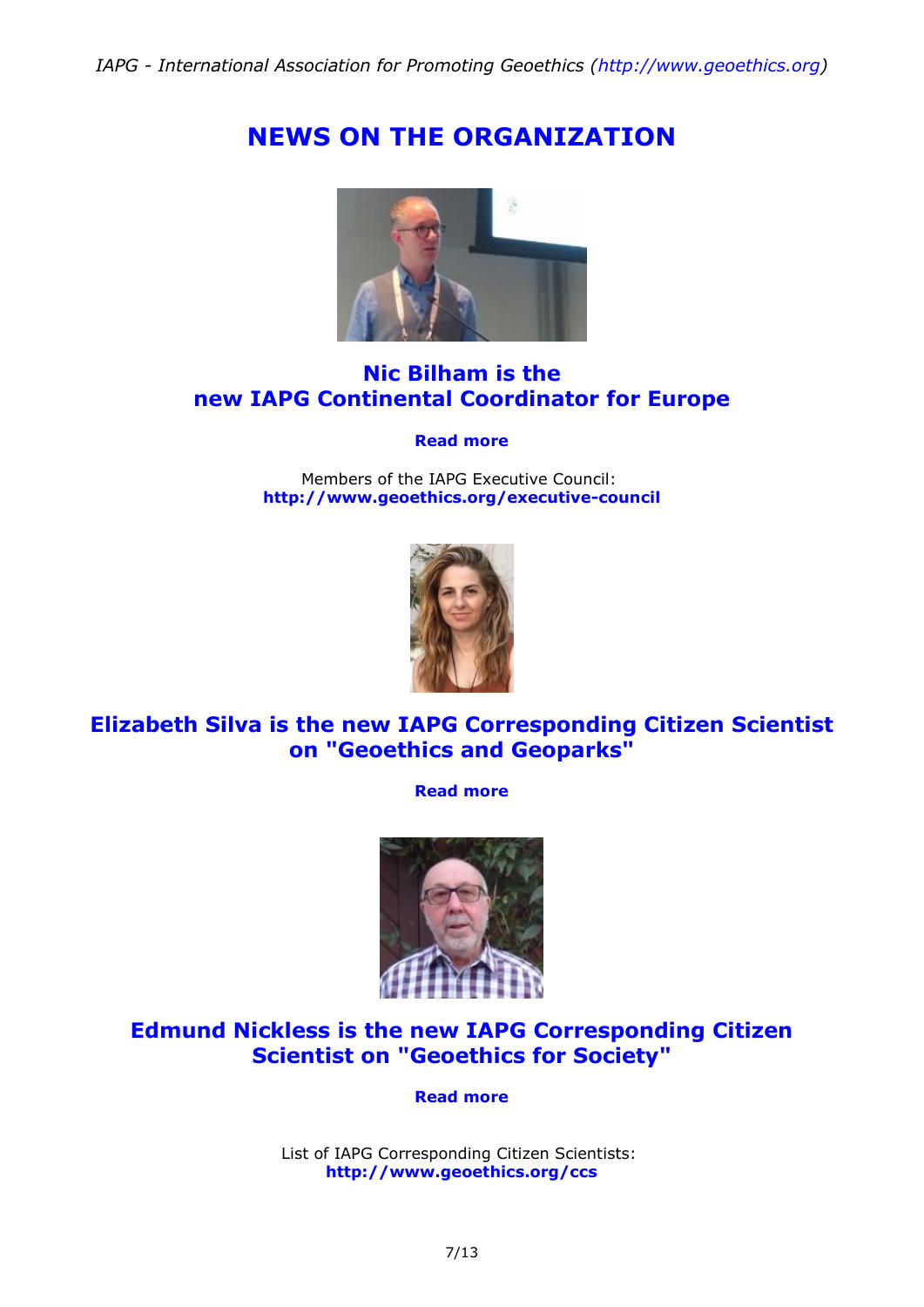# NEWS ON THE ORGANIZATION

## Nic Bilham is the new IAPG Continental Coordinator for Europe

**Read more**

Members of the IAPG Executive Council:
**http://www.geoethics.org/executive-council**

## Elizabeth Silva is the new IAPG Corresponding Citizen Scientist on "Geoethics and Geoparks"

**Read more**

## Edmund Nickless is the new IAPG Corresponding Citizen Scientist on "Geoethics for Society"

**Read more**

List of IAPG Corresponding Citizen Scientists:
**http://www.geoethics.org/ccs**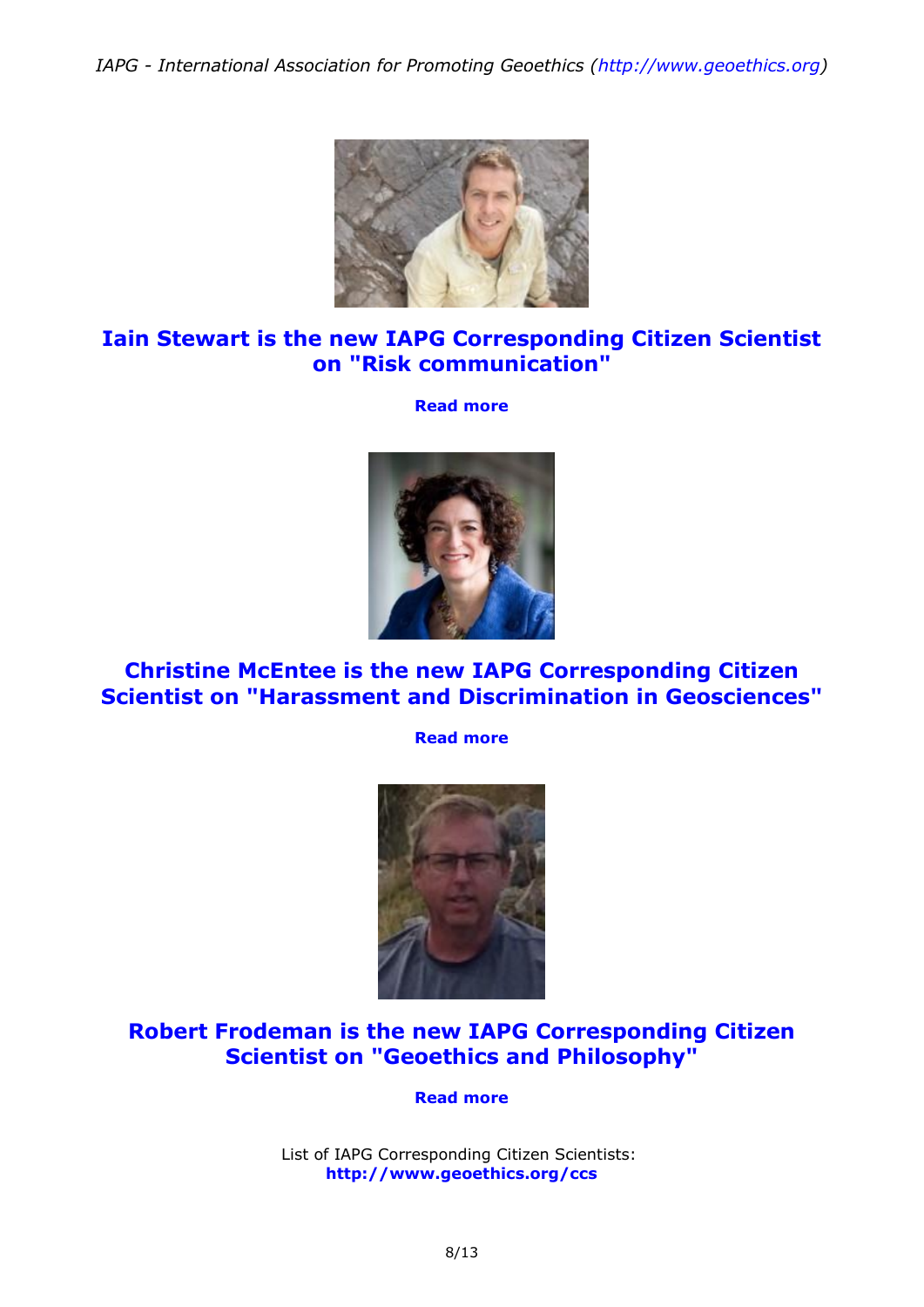## Iain Stewart is the new IAPG Corresponding Citizen Scientist on "Risk communication"

**Read more**

## Christine McEntee is the new IAPG Corresponding Citizen Scientist on "Harassment and Discrimination in Geosciences"

**Read more**

## Robert Frodeman is the new IAPG Corresponding Citizen Scientist on "Geoethics and Philosophy"

**Read more**

List of IAPG Corresponding Citizen Scientists:
**http://www.geoethics.org/ccs**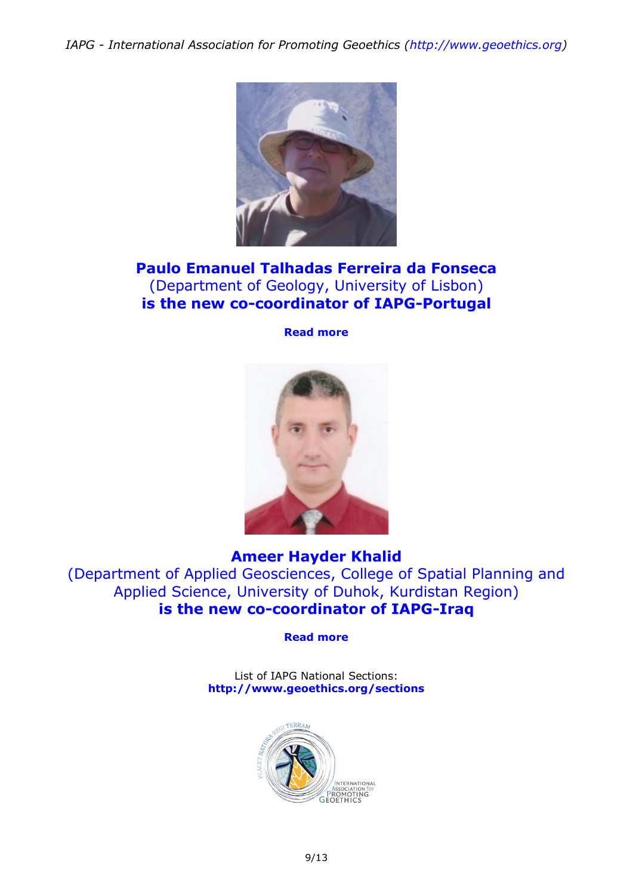**Paulo Emanuel Talhadas Ferreira da Fonseca**
(Department of Geology, University of Lisbon)
**is the new co-coordinator of IAPG-Portugal**

**Read more**

**Ameer Hayder Khalid**
(Department of Applied Geosciences, College of Spatial Planning and Applied Science, University of Duhok, Kurdistan Region)
**is the new co-coordinator of IAPG-Iraq**

**Read more**

List of IAPG National Sections:
**http://www.geoethics.org/sections**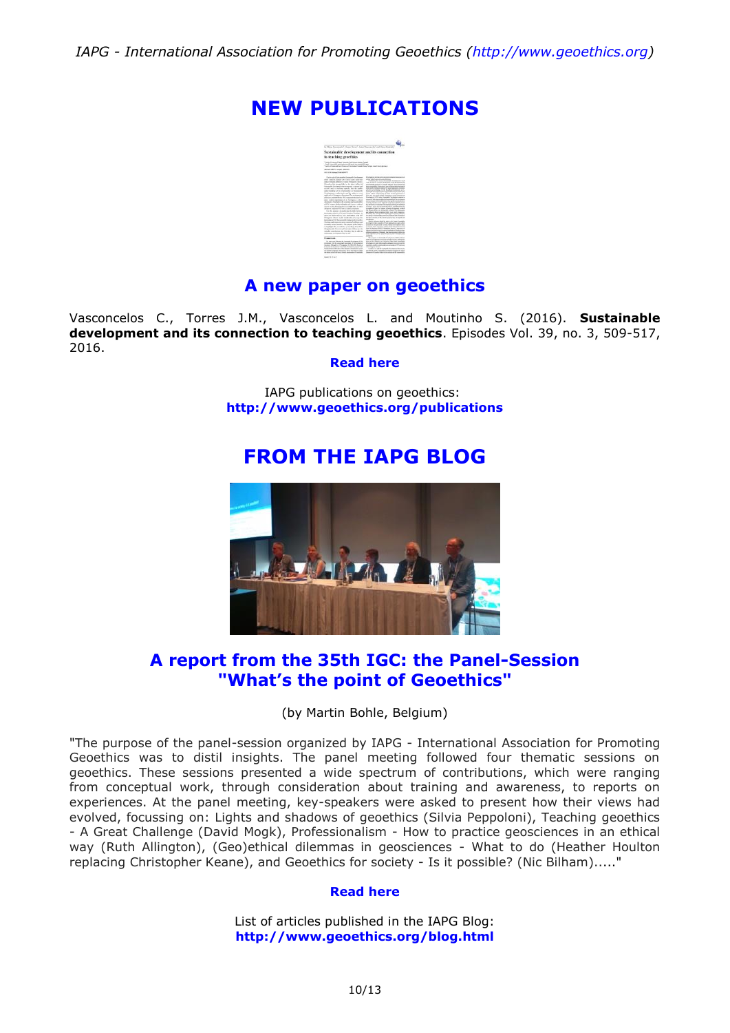# NEW PUBLICATIONS

## A new paper on geoethics

Vasconcelos C., Torres J.M., Vasconcelos L. and Moutinho S. (2016). **Sustainable development and its connection to teaching geoethics**. Episodes Vol. 39, no. 3, 509-517, 2016.

**Read here**

IAPG publications on geoethics:
**http://www.geoethics.org/publications**

# FROM THE IAPG BLOG

## A report from the 35th IGC: the Panel-Session "What's the point of Geoethics"

(by Martin Bohle, Belgium)

"The purpose of the panel-session organized by IAPG - International Association for Promoting Geoethics was to distil insights. The panel meeting followed four thematic sessions on geoethics. These sessions presented a wide spectrum of contributions, which were ranging from conceptual work, through consideration about training and awareness, to reports on experiences. At the panel meeting, key-speakers were asked to present how their views had evolved, focussing on: Lights and shadows of geoethics (Silvia Peppoloni), Teaching geoethics - A Great Challenge (David Mogk), Professionalism - How to practice geosciences in an ethical way (Ruth Allington), (Geo)ethical dilemmas in geosciences - What to do (Heather Houlton replacing Christopher Keane), and Geoethics for society - Is it possible? (Nic Bilham)....."

**Read here**

List of articles published in the IAPG Blog:
**http://www.geoethics.org/blog.html**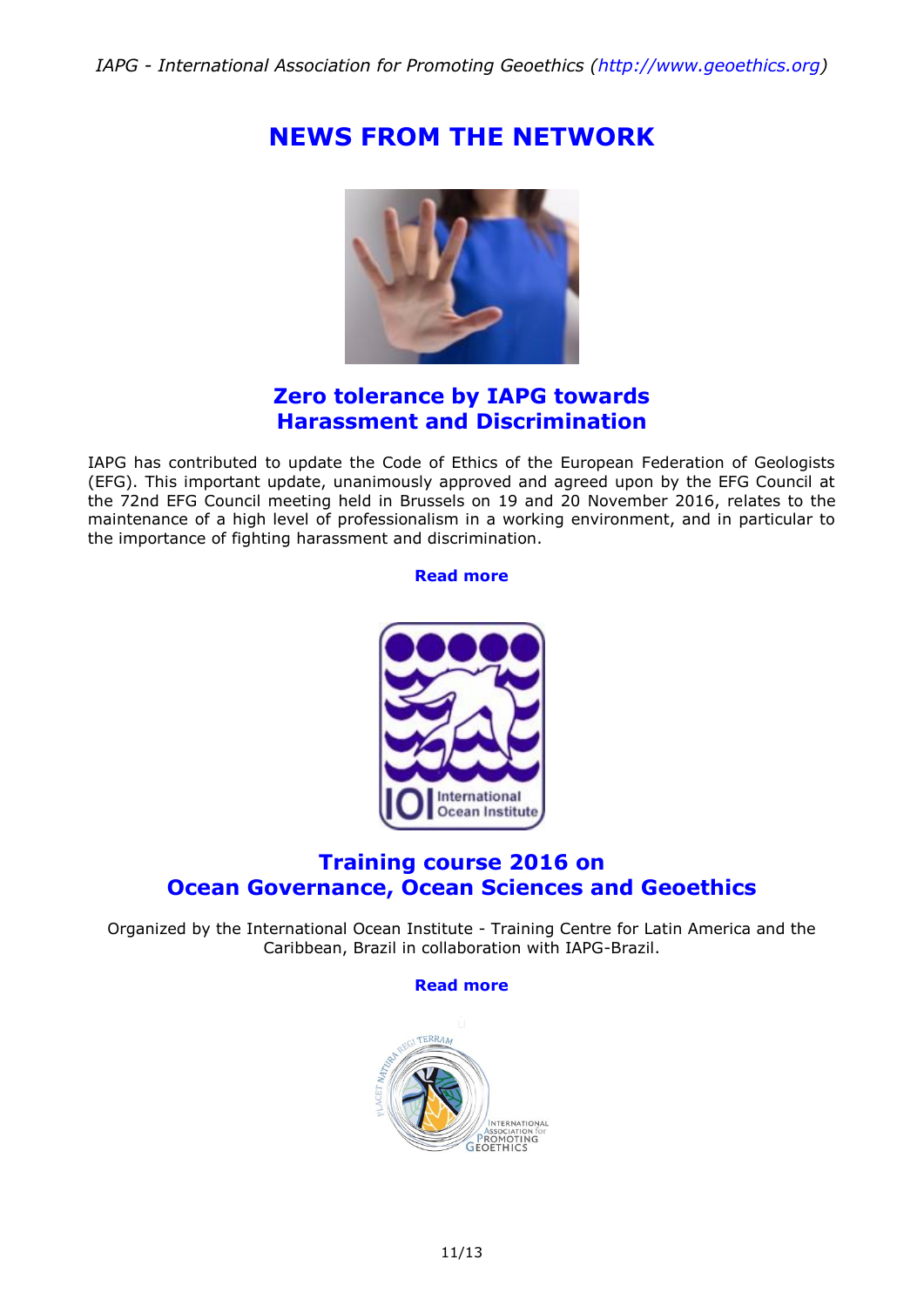# NEWS FROM THE NETWORK

## Zero tolerance by IAPG towards Harassment and Discrimination

IAPG has contributed to update the Code of Ethics of the European Federation of Geologists (EFG). This important update, unanimously approved and agreed upon by the EFG Council at the 72nd EFG Council meeting held in Brussels on 19 and 20 November 2016, relates to the maintenance of a high level of professionalism in a working environment, and in particular to the importance of fighting harassment and discrimination.

**Read more**

## Training course 2016 on Ocean Governance, Ocean Sciences and Geoethics

Organized by the International Ocean Institute - Training Centre for Latin America and the Caribbean, Brazil in collaboration with IAPG-Brazil.

**Read more**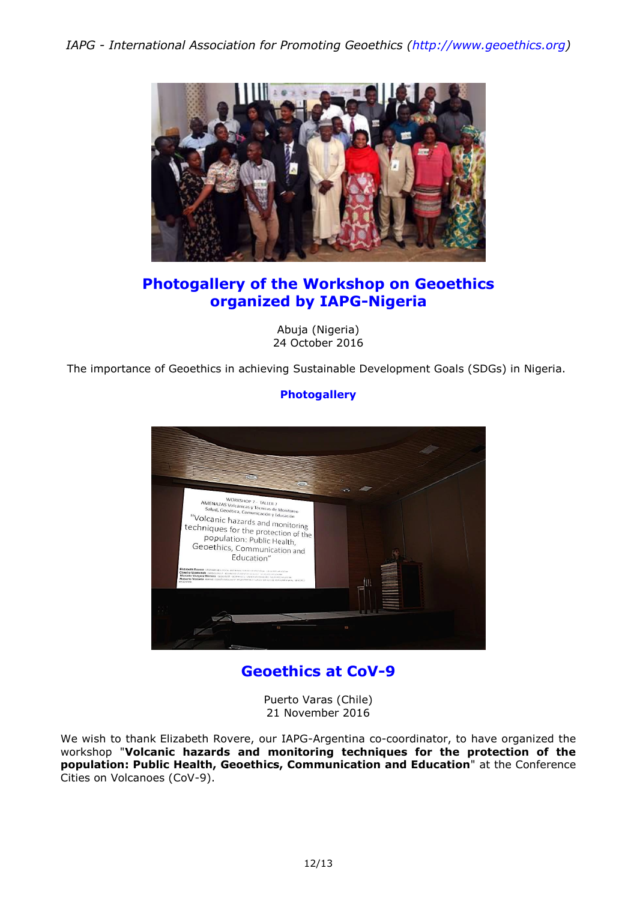## Photogallery of the Workshop on Geoethics organized by IAPG-Nigeria

Abuja (Nigeria)
24 October 2016

The importance of Geoethics in achieving Sustainable Development Goals (SDGs) in Nigeria.

**Photogallery**

## Geoethics at CoV-9

Puerto Varas (Chile)
21 November 2016

We wish to thank Elizabeth Rovere, our IAPG-Argentina co-coordinator, to have organized the workshop "**Volcanic hazards and monitoring techniques for the protection of the population: Public Health, Geoethics, Communication and Education**" at the Conference Cities on Volcanoes (CoV-9).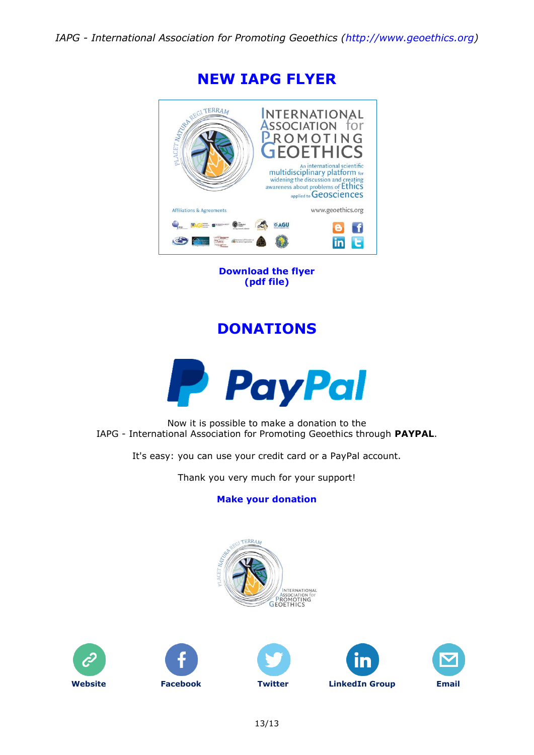## NEW IAPG FLYER

**Download the flyer (pdf file)**

## DONATIONS

Now it is possible to make a donation to the IAPG - International Association for Promoting Geoethics through **PAYPAL**.

It's easy: you can use your credit card or a PayPal account.

Thank you very much for your support!

**Make your donation**

**Website** **Facebook** **Twitter** **LinkedIn Group** **Email**